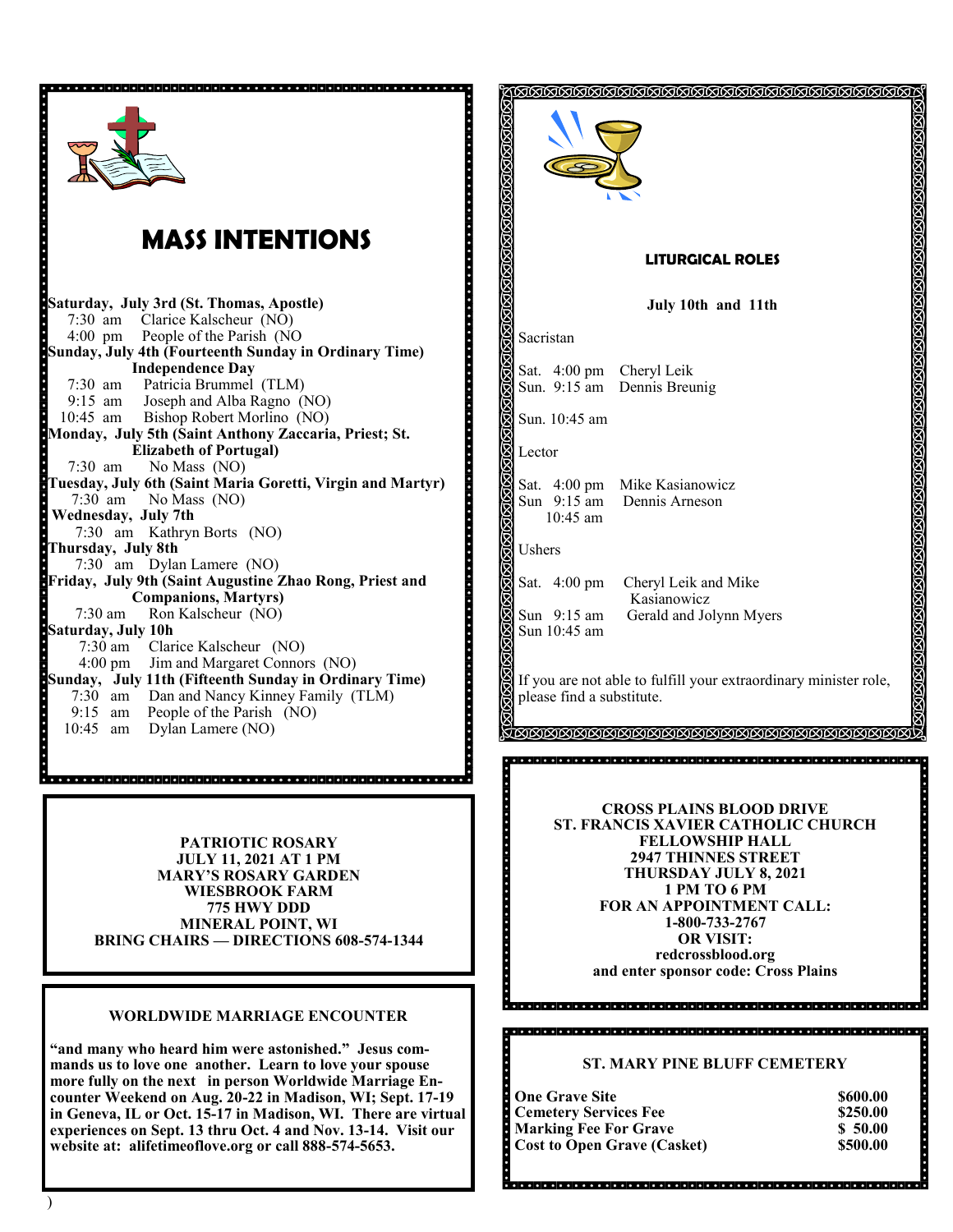# MASS INTENTIONS

**Saturday, July 3rd (St. Thomas, Apostle)**
7:30 am Clarice Kalscheur (NO)
4:00 pm People of the Parish (NO

**Sunday, July 4th (Fourteenth Sunday in Ordinary Time)**
**Independence Day**
7:30 am Patricia Brummel (TLM)
9:15 am Joseph and Alba Ragno (NO)
10:45 am Bishop Robert Morlino (NO)

**Monday, July 5th (Saint Anthony Zaccaria, Priest; St. Elizabeth of Portugal)**
7:30 am No Mass (NO)

**Tuesday, July 6th (Saint Maria Goretti, Virgin and Martyr)**
7:30 am No Mass (NO)

**Wednesday, July 7th**
7:30 am Kathryn Borts (NO)

**Thursday, July 8th**
7:30 am Dylan Lamere (NO)

**Friday, July 9th (Saint Augustine Zhao Rong, Priest and Companions, Martyrs)**
7:30 am Ron Kalscheur (NO)

**Saturday, July 10h**
7:30 am Clarice Kalscheur (NO)
4:00 pm Jim and Margaret Connors (NO)

**Sunday, July 11th (Fifteenth Sunday in Ordinary Time)**
7:30 am Dan and Nancy Kinney Family (TLM)
9:15 am People of the Parish (NO)
10:45 am Dylan Lamere (NO)

## LITURGICAL ROLES

**July 10th and 11th**

Sacristan

Sat. 4:00 pm Cheryl Leik
Sun. 9:15 am Dennis Breunig

Sun. 10:45 am

Lector

Sat. 4:00 pm Mike Kasianowicz
Sun 9:15 am Dennis Arneson
10:45 am

Ushers

Sat. 4:00 pm Cheryl Leik and Mike Kasianowicz
Sun 9:15 am Gerald and Jolynn Myers
Sun 10:45 am

If you are not able to fulfill your extraordinary minister role, please find a substitute.

**PATRIOTIC ROSARY**
**JULY 11, 2021 AT 1 PM**
**MARY'S ROSARY GARDEN**
**WIESBROOK FARM**
**775 HWY DDD**
**MINERAL POINT, WI**
**BRING CHAIRS — DIRECTIONS 608-574-1344**

**CROSS PLAINS BLOOD DRIVE**
**ST. FRANCIS XAVIER CATHOLIC CHURCH**
**FELLOWSHIP HALL**
**2947 THINNES STREET**
**THURSDAY JULY 8, 2021**
**1 PM TO 6 PM**
**FOR AN APPOINTMENT CALL:**
**1-800-733-2767**
**OR VISIT:**
**redcrossblood.org**
**and enter sponsor code: Cross Plains**

### WORLDWIDE MARRIAGE ENCOUNTER

**"and many who heard him were astonished." Jesus commands us to love one another. Learn to love your spouse more fully on the next in person Worldwide Marriage Encounter Weekend on Aug. 20-22 in Madison, WI; Sept. 17-19 in Geneva, IL or Oct. 15-17 in Madison, WI. There are virtual experiences on Sept. 13 thru Oct. 4 and Nov. 13-14. Visit our website at: alifetimeoflove.org or call 888-574-5653.**

### ST. MARY PINE BLUFF CEMETERY

| | |
|---|---|
| **One Grave Site** | **$600.00** |
| **Cemetery Services Fee** | **$250.00** |
| **Marking Fee For Grave** | **$ 50.00** |
| **Cost to Open Grave (Casket)** | **$500.00** |

)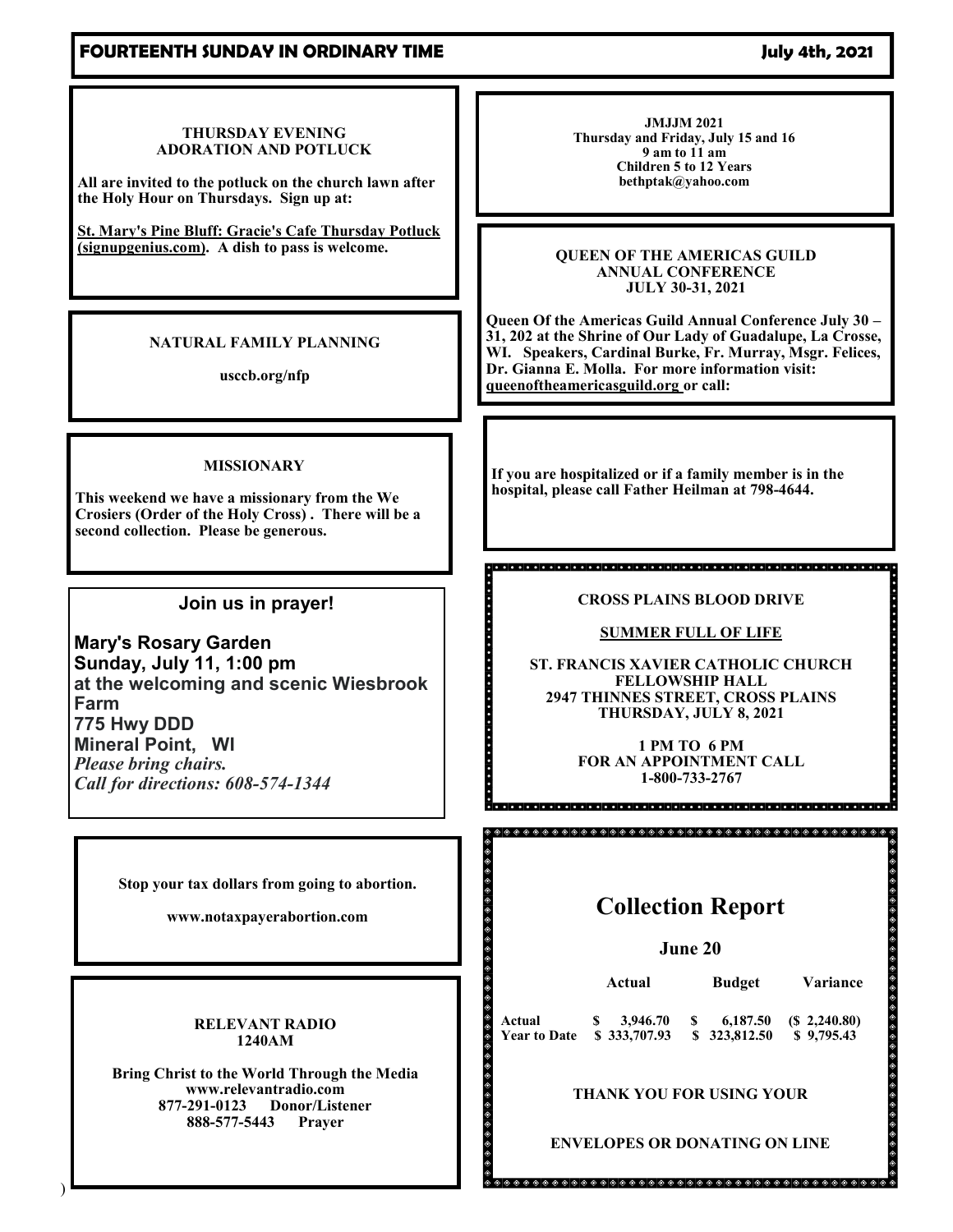# FOURTEENTH SUNDAY IN ORDINARY TIME

**July 4th, 2021**

**THURSDAY EVENING ADORATION AND POTLUCK**

**All are invited to the potluck on the church lawn after the Holy Hour on Thursdays. Sign up at:**

**St. Mary's Pine Bluff: Gracie's Cafe Thursday Potluck (signupgenius.com). A dish to pass is welcome.**

**NATURAL FAMILY PLANNING**

**usccb.org/nfp**

**MISSIONARY**

**This weekend we have a missionary from the We Crosiers (Order of the Holy Cross) . There will be a second collection. Please be generous.**

## Join us in prayer!

**Mary's Rosary Garden**
**Sunday, July 11, 1:00 pm**
**at the welcoming and scenic Wiesbrook Farm**
**775 Hwy DDD**
**Mineral Point, WI**
***Please bring chairs.***
***Call for directions: 608-574-1344***

**Stop your tax dollars from going to abortion.**

**www.notaxpayerabortion.com**

**RELEVANT RADIO**
**1240AM**

**Bring Christ to the World Through the Media**
**www.relevantradio.com**
**877-291-0123 Donor/Listener**
**888-577-5443 Prayer**

**JMJJM 2021**
**Thursday and Friday, July 15 and 16**
**9 am to 11 am**
**Children 5 to 12 Years**
**bethptak@yahoo.com**

**QUEEN OF THE AMERICAS GUILD ANNUAL CONFERENCE**
**JULY 30-31, 2021**

**Queen Of the Americas Guild Annual Conference July 30 – 31, 202 at the Shrine of Our Lady of Guadalupe, La Crosse, WI. Speakers, Cardinal Burke, Fr. Murray, Msgr. Felices, Dr. Gianna E. Molla. For more information visit: queenoftheamericasguild.org or call:**

**If you are hospitalized or if a family member is in the hospital, please call Father Heilman at 798-4644.**

**CROSS PLAINS BLOOD DRIVE**

**SUMMER FULL OF LIFE**

**ST. FRANCIS XAVIER CATHOLIC CHURCH**
**FELLOWSHIP HALL**
**2947 THINNES STREET, CROSS PLAINS**
**THURSDAY, JULY 8, 2021**

**1 PM TO 6 PM**
**FOR AN APPOINTMENT CALL**
**1-800-733-2767**

## Collection Report

**June 20**

| | Actual | Budget | Variance |
|---|---|---|---|
| Actual | $ 3,946.70 | $ 6,187.50 | ($ 2,240.80) |
| Year to Date | $ 333,707.93 | $ 323,812.50 | $ 9,795.43 |

**THANK YOU FOR USING YOUR**

**ENVELOPES OR DONATING ON LINE**